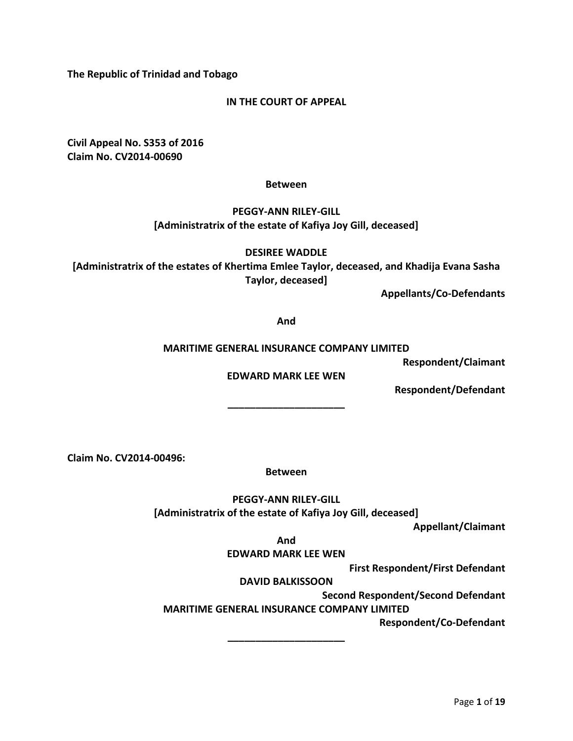**The Republic of Trinidad and Tobago**

**IN THE COURT OF APPEAL**

**Civil Appeal No. S353 of 2016**
**Claim No. CV2014-00690**

**Between**

**PEGGY-ANN RILEY-GILL**
**[Administratrix of the estate of Kafiya Joy Gill, deceased]**

**DESIREE WADDLE**
**[Administratrix of the estates of Khertima Emlee Taylor, deceased, and Khadija Evana Sasha Taylor, deceased]**

**Appellants/Co-Defendants**

**And**

**MARITIME GENERAL INSURANCE COMPANY LIMITED**

**Respondent/Claimant**

**EDWARD MARK LEE WEN**

**Respondent/Defendant**

______________________

**Claim No. CV2014-00496:**

**Between**

**PEGGY-ANN RILEY-GILL**
**[Administratrix of the estate of Kafiya Joy Gill, deceased]**

**Appellant/Claimant**

**And**

**EDWARD MARK LEE WEN**

**First Respondent/First Defendant**

**DAVID BALKISSOON**

**Second Respondent/Second Defendant**

**MARITIME GENERAL INSURANCE COMPANY LIMITED**

**Respondent/Co-Defendant**

______________________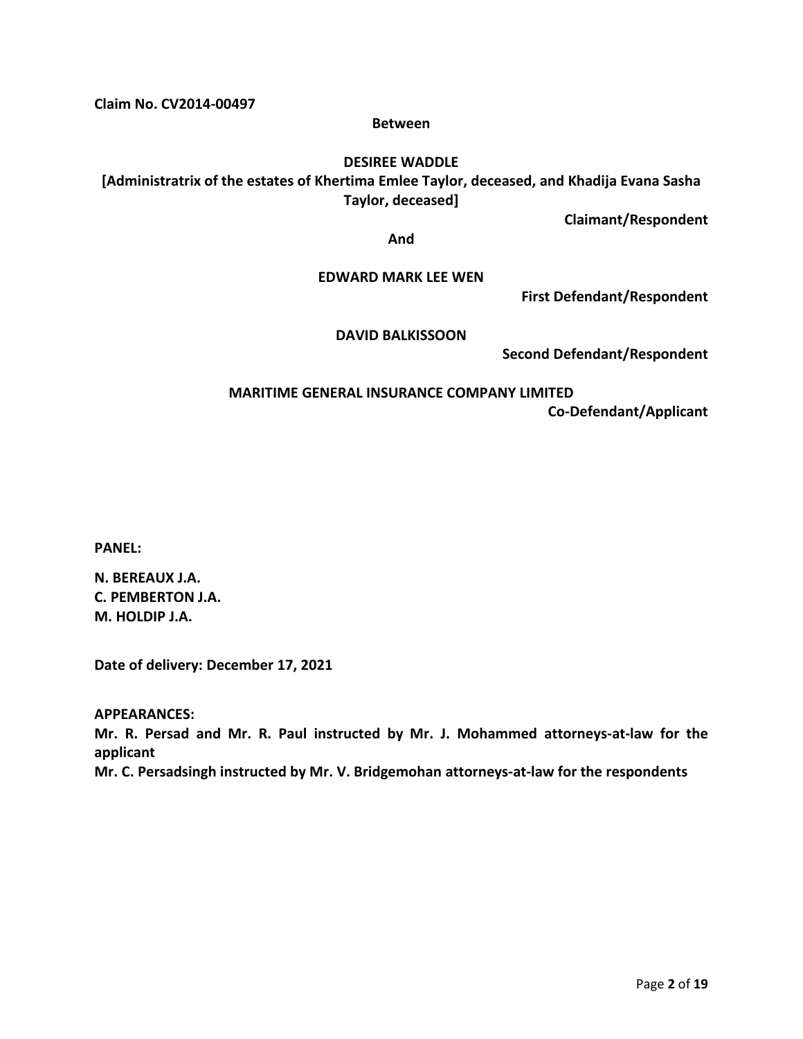**Claim No. CV2014-00497**

**Between**

**DESIREE WADDLE**

**[Administratrix of the estates of Khertima Emlee Taylor, deceased, and Khadija Evana Sasha Taylor, deceased]**

**Claimant/Respondent**

**And**

**EDWARD MARK LEE WEN**

**First Defendant/Respondent**

**DAVID BALKISSOON**

**Second Defendant/Respondent**

**MARITIME GENERAL INSURANCE COMPANY LIMITED**

**Co-Defendant/Applicant**

**PANEL:**

**N. BEREAUX J.A.**
**C. PEMBERTON J.A.**
**M. HOLDIP J.A.**

**Date of delivery: December 17, 2021**

**APPEARANCES:**

**Mr. R. Persad and Mr. R. Paul instructed by Mr. J. Mohammed attorneys-at-law for the applicant**

**Mr. C. Persadsingh instructed by Mr. V. Bridgemohan attorneys-at-law for the respondents**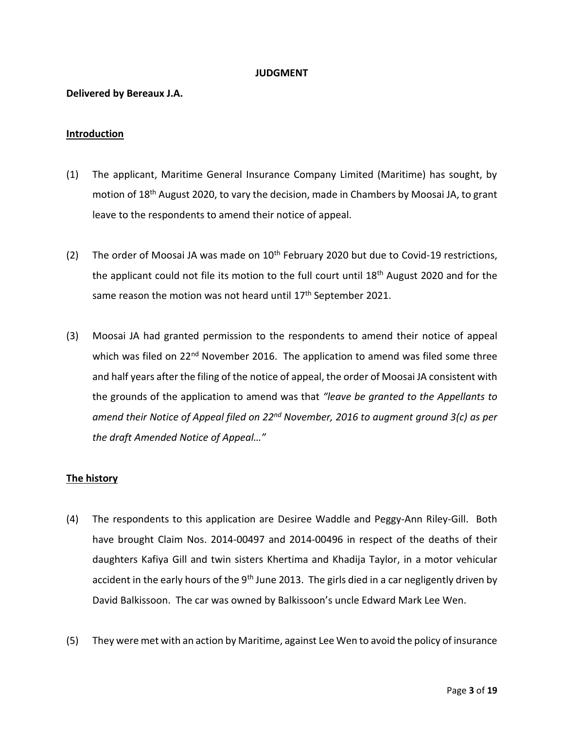**JUDGMENT**

**Delivered by Bereaux J.A.**

**Introduction**

(1) The applicant, Maritime General Insurance Company Limited (Maritime) has sought, by motion of 18th August 2020, to vary the decision, made in Chambers by Moosai JA, to grant leave to the respondents to amend their notice of appeal.

(2) The order of Moosai JA was made on 10th February 2020 but due to Covid-19 restrictions, the applicant could not file its motion to the full court until 18th August 2020 and for the same reason the motion was not heard until 17th September 2021.

(3) Moosai JA had granted permission to the respondents to amend their notice of appeal which was filed on 22nd November 2016. The application to amend was filed some three and half years after the filing of the notice of appeal, the order of Moosai JA consistent with the grounds of the application to amend was that *"leave be granted to the Appellants to amend their Notice of Appeal filed on 22nd November, 2016 to augment ground 3(c) as per the draft Amended Notice of Appeal…"*

**The history**

(4) The respondents to this application are Desiree Waddle and Peggy-Ann Riley-Gill. Both have brought Claim Nos. 2014-00497 and 2014-00496 in respect of the deaths of their daughters Kafiya Gill and twin sisters Khertima and Khadija Taylor, in a motor vehicular accident in the early hours of the 9th June 2013. The girls died in a car negligently driven by David Balkissoon. The car was owned by Balkissoon's uncle Edward Mark Lee Wen.

(5) They were met with an action by Maritime, against Lee Wen to avoid the policy of insurance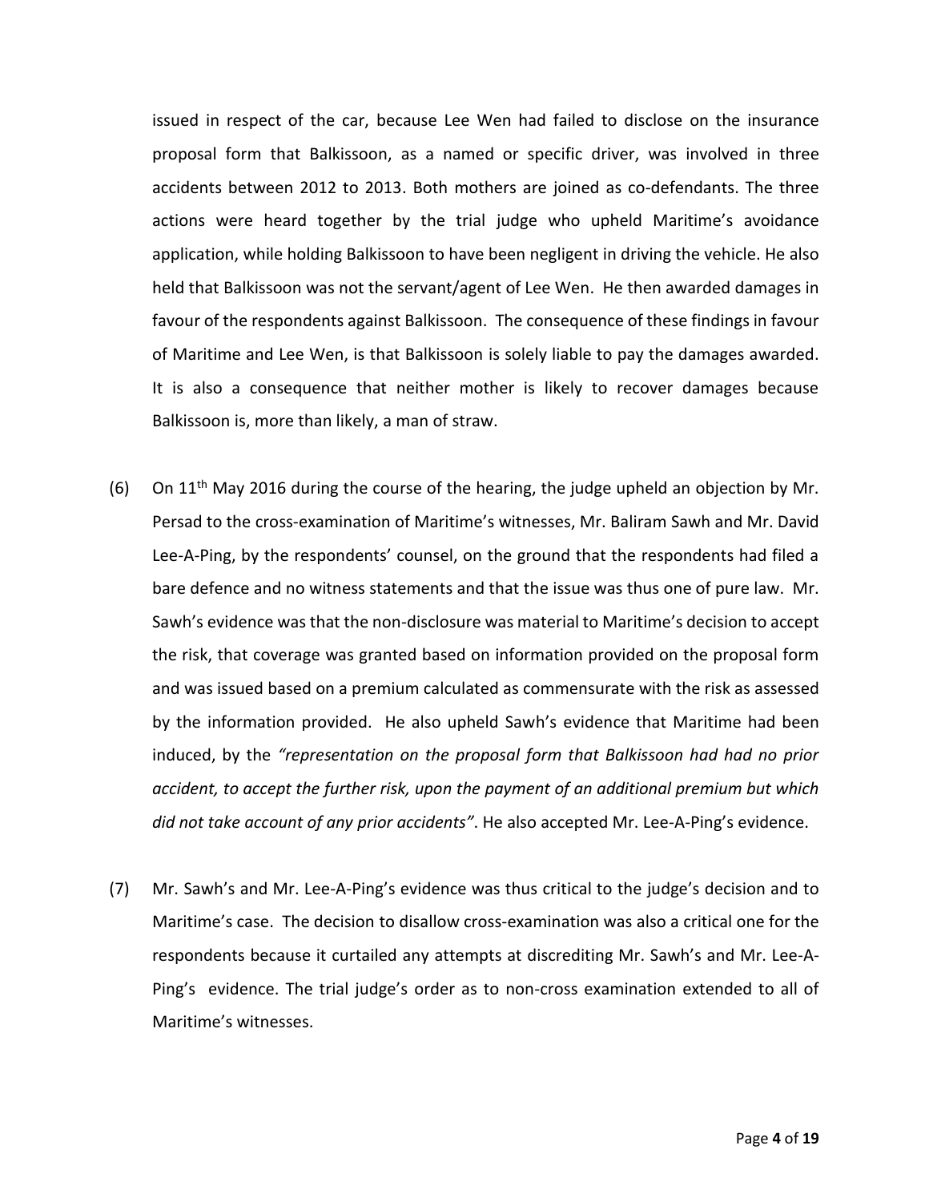issued in respect of the car, because Lee Wen had failed to disclose on the insurance proposal form that Balkissoon, as a named or specific driver, was involved in three accidents between 2012 to 2013. Both mothers are joined as co-defendants. The three actions were heard together by the trial judge who upheld Maritime's avoidance application, while holding Balkissoon to have been negligent in driving the vehicle. He also held that Balkissoon was not the servant/agent of Lee Wen. He then awarded damages in favour of the respondents against Balkissoon. The consequence of these findings in favour of Maritime and Lee Wen, is that Balkissoon is solely liable to pay the damages awarded. It is also a consequence that neither mother is likely to recover damages because Balkissoon is, more than likely, a man of straw.

(6) On 11th May 2016 during the course of the hearing, the judge upheld an objection by Mr. Persad to the cross-examination of Maritime's witnesses, Mr. Baliram Sawh and Mr. David Lee-A-Ping, by the respondents' counsel, on the ground that the respondents had filed a bare defence and no witness statements and that the issue was thus one of pure law. Mr. Sawh's evidence was that the non-disclosure was material to Maritime's decision to accept the risk, that coverage was granted based on information provided on the proposal form and was issued based on a premium calculated as commensurate with the risk as assessed by the information provided. He also upheld Sawh's evidence that Maritime had been induced, by the *"representation on the proposal form that Balkissoon had had no prior accident, to accept the further risk, upon the payment of an additional premium but which did not take account of any prior accidents"*. He also accepted Mr. Lee-A-Ping's evidence.

(7) Mr. Sawh's and Mr. Lee-A-Ping's evidence was thus critical to the judge's decision and to Maritime's case. The decision to disallow cross-examination was also a critical one for the respondents because it curtailed any attempts at discrediting Mr. Sawh's and Mr. Lee-A-Ping's evidence. The trial judge's order as to non-cross examination extended to all of Maritime's witnesses.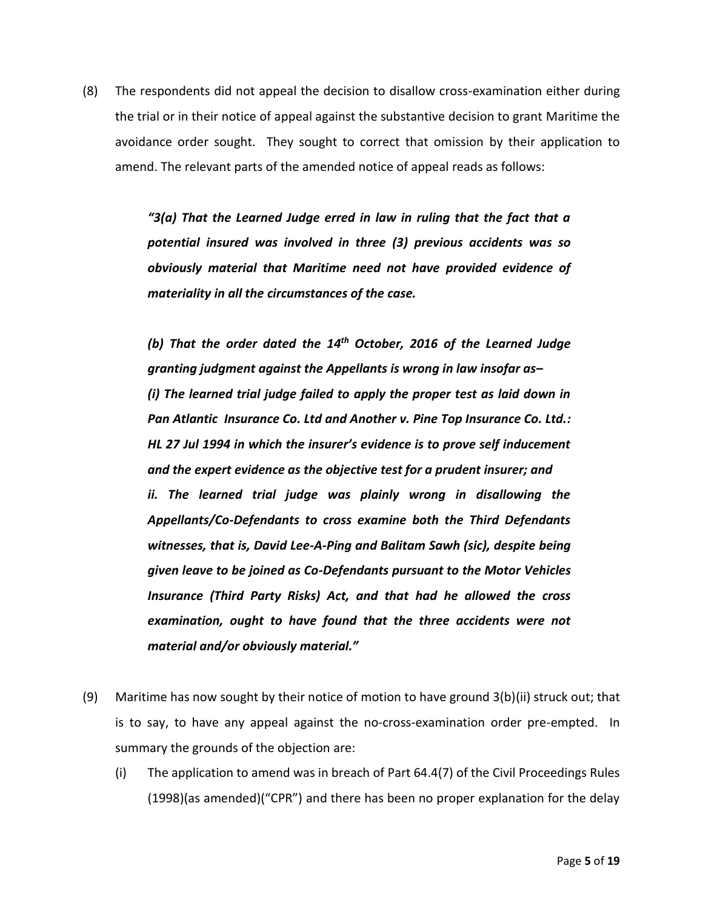(8) The respondents did not appeal the decision to disallow cross-examination either during the trial or in their notice of appeal against the substantive decision to grant Maritime the avoidance order sought. They sought to correct that omission by their application to amend. The relevant parts of the amended notice of appeal reads as follows:

> ***"3(a) That the Learned Judge erred in law in ruling that the fact that a potential insured was involved in three (3) previous accidents was so obviously material that Maritime need not have provided evidence of materiality in all the circumstances of the case.***
>
> ***(b) That the order dated the 14th October, 2016 of the Learned Judge granting judgment against the Appellants is wrong in law insofar as–***
> ***(i) The learned trial judge failed to apply the proper test as laid down in Pan Atlantic Insurance Co. Ltd and Another v. Pine Top Insurance Co. Ltd.: HL 27 Jul 1994 in which the insurer's evidence is to prove self inducement and the expert evidence as the objective test for a prudent insurer; and***
> ***ii. The learned trial judge was plainly wrong in disallowing the Appellants/Co-Defendants to cross examine both the Third Defendants witnesses, that is, David Lee-A-Ping and Balitam Sawh (sic), despite being given leave to be joined as Co-Defendants pursuant to the Motor Vehicles Insurance (Third Party Risks) Act, and that had he allowed the cross examination, ought to have found that the three accidents were not material and/or obviously material."***

(9) Maritime has now sought by their notice of motion to have ground 3(b)(ii) struck out; that is to say, to have any appeal against the no-cross-examination order pre-empted. In summary the grounds of the objection are:

   (i) The application to amend was in breach of Part 64.4(7) of the Civil Proceedings Rules (1998)(as amended)("CPR") and there has been no proper explanation for the delay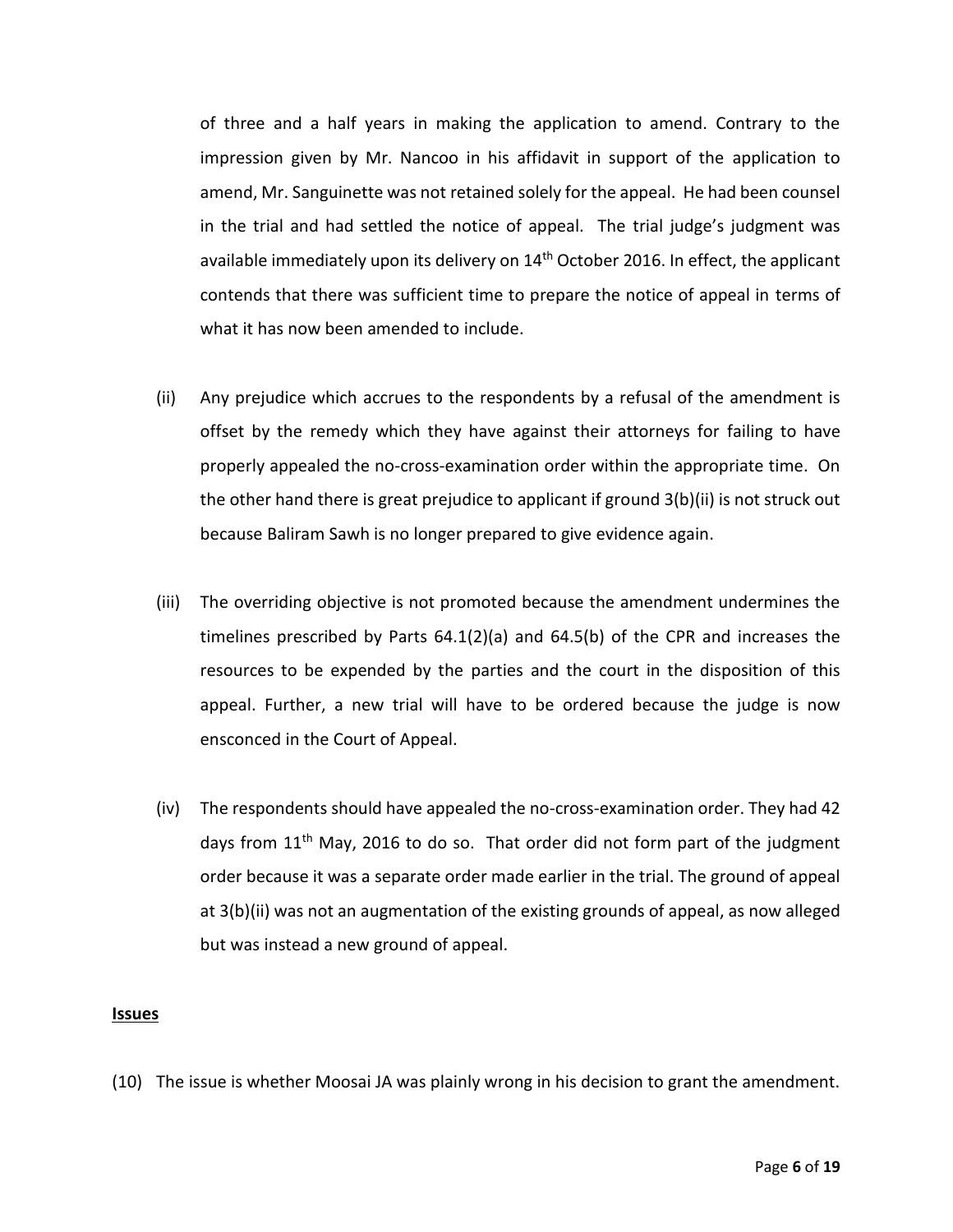of three and a half years in making the application to amend. Contrary to the impression given by Mr. Nancoo in his affidavit in support of the application to amend, Mr. Sanguinette was not retained solely for the appeal. He had been counsel in the trial and had settled the notice of appeal. The trial judge's judgment was available immediately upon its delivery on 14th October 2016. In effect, the applicant contends that there was sufficient time to prepare the notice of appeal in terms of what it has now been amended to include.

(ii) Any prejudice which accrues to the respondents by a refusal of the amendment is offset by the remedy which they have against their attorneys for failing to have properly appealed the no-cross-examination order within the appropriate time. On the other hand there is great prejudice to applicant if ground 3(b)(ii) is not struck out because Baliram Sawh is no longer prepared to give evidence again.

(iii) The overriding objective is not promoted because the amendment undermines the timelines prescribed by Parts 64.1(2)(a) and 64.5(b) of the CPR and increases the resources to be expended by the parties and the court in the disposition of this appeal. Further, a new trial will have to be ordered because the judge is now ensconced in the Court of Appeal.

(iv) The respondents should have appealed the no-cross-examination order. They had 42 days from 11th May, 2016 to do so. That order did not form part of the judgment order because it was a separate order made earlier in the trial. The ground of appeal at 3(b)(ii) was not an augmentation of the existing grounds of appeal, as now alleged but was instead a new ground of appeal.

**Issues**

(10) The issue is whether Moosai JA was plainly wrong in his decision to grant the amendment.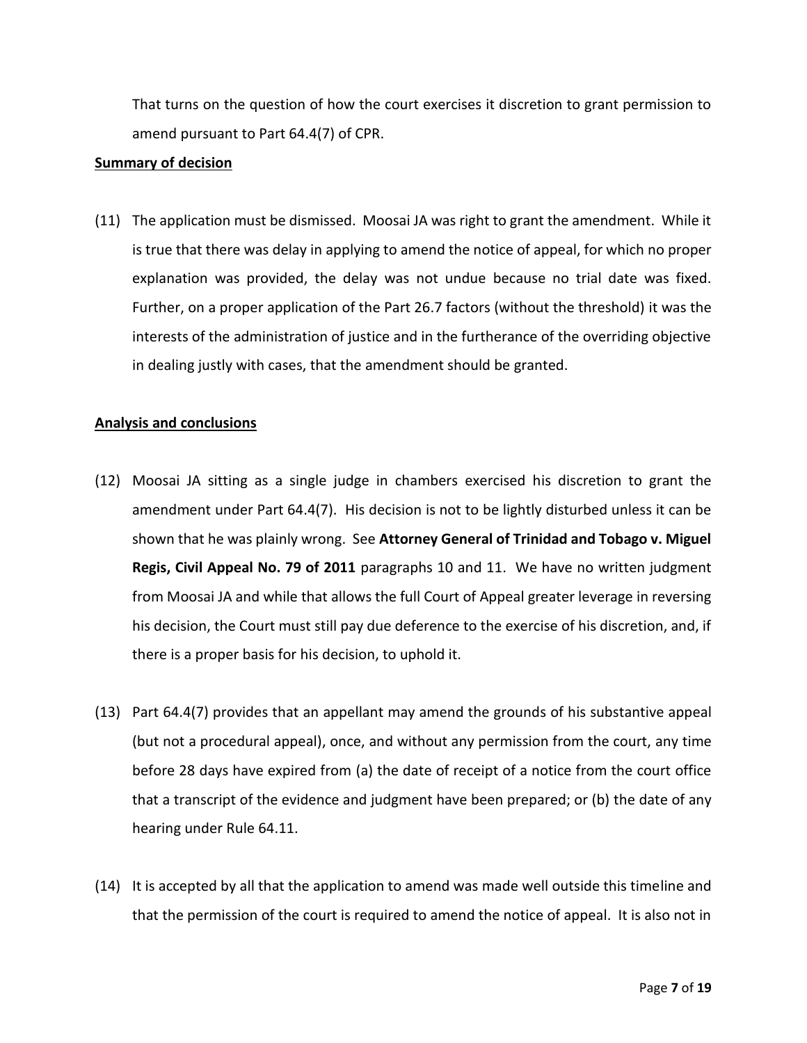That turns on the question of how the court exercises it discretion to grant permission to amend pursuant to Part 64.4(7) of CPR.

**Summary of decision**

(11) The application must be dismissed. Moosai JA was right to grant the amendment. While it is true that there was delay in applying to amend the notice of appeal, for which no proper explanation was provided, the delay was not undue because no trial date was fixed. Further, on a proper application of the Part 26.7 factors (without the threshold) it was the interests of the administration of justice and in the furtherance of the overriding objective in dealing justly with cases, that the amendment should be granted.

**Analysis and conclusions**

(12) Moosai JA sitting as a single judge in chambers exercised his discretion to grant the amendment under Part 64.4(7). His decision is not to be lightly disturbed unless it can be shown that he was plainly wrong. See **Attorney General of Trinidad and Tobago v. Miguel Regis, Civil Appeal No. 79 of 2011** paragraphs 10 and 11. We have no written judgment from Moosai JA and while that allows the full Court of Appeal greater leverage in reversing his decision, the Court must still pay due deference to the exercise of his discretion, and, if there is a proper basis for his decision, to uphold it.

(13) Part 64.4(7) provides that an appellant may amend the grounds of his substantive appeal (but not a procedural appeal), once, and without any permission from the court, any time before 28 days have expired from (a) the date of receipt of a notice from the court office that a transcript of the evidence and judgment have been prepared; or (b) the date of any hearing under Rule 64.11.

(14) It is accepted by all that the application to amend was made well outside this timeline and that the permission of the court is required to amend the notice of appeal. It is also not in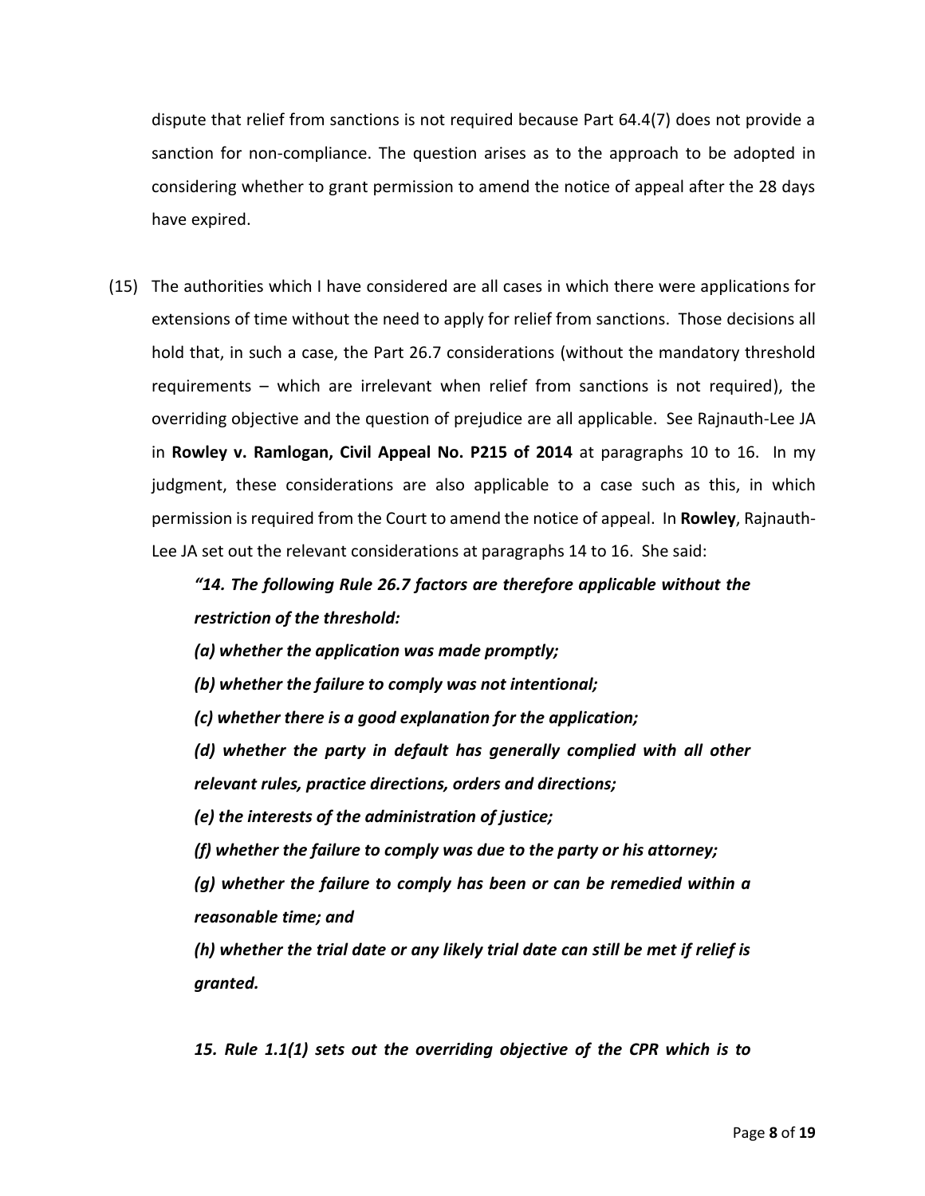dispute that relief from sanctions is not required because Part 64.4(7) does not provide a sanction for non-compliance. The question arises as to the approach to be adopted in considering whether to grant permission to amend the notice of appeal after the 28 days have expired.

(15) The authorities which I have considered are all cases in which there were applications for extensions of time without the need to apply for relief from sanctions. Those decisions all hold that, in such a case, the Part 26.7 considerations (without the mandatory threshold requirements – which are irrelevant when relief from sanctions is not required), the overriding objective and the question of prejudice are all applicable. See Rajnauth-Lee JA in **Rowley v. Ramlogan, Civil Appeal No. P215 of 2014** at paragraphs 10 to 16. In my judgment, these considerations are also applicable to a case such as this, in which permission is required from the Court to amend the notice of appeal. In **Rowley**, Rajnauth-Lee JA set out the relevant considerations at paragraphs 14 to 16. She said:

> ***"14. The following Rule 26.7 factors are therefore applicable without the restriction of the threshold:***
>
> ***(a) whether the application was made promptly;***
>
> ***(b) whether the failure to comply was not intentional;***
>
> ***(c) whether there is a good explanation for the application;***
>
> ***(d) whether the party in default has generally complied with all other relevant rules, practice directions, orders and directions;***
>
> ***(e) the interests of the administration of justice;***
>
> ***(f) whether the failure to comply was due to the party or his attorney;***
>
> ***(g) whether the failure to comply has been or can be remedied within a reasonable time; and***
>
> ***(h) whether the trial date or any likely trial date can still be met if relief is granted.***
>
> ***15. Rule 1.1(1) sets out the overriding objective of the CPR which is to***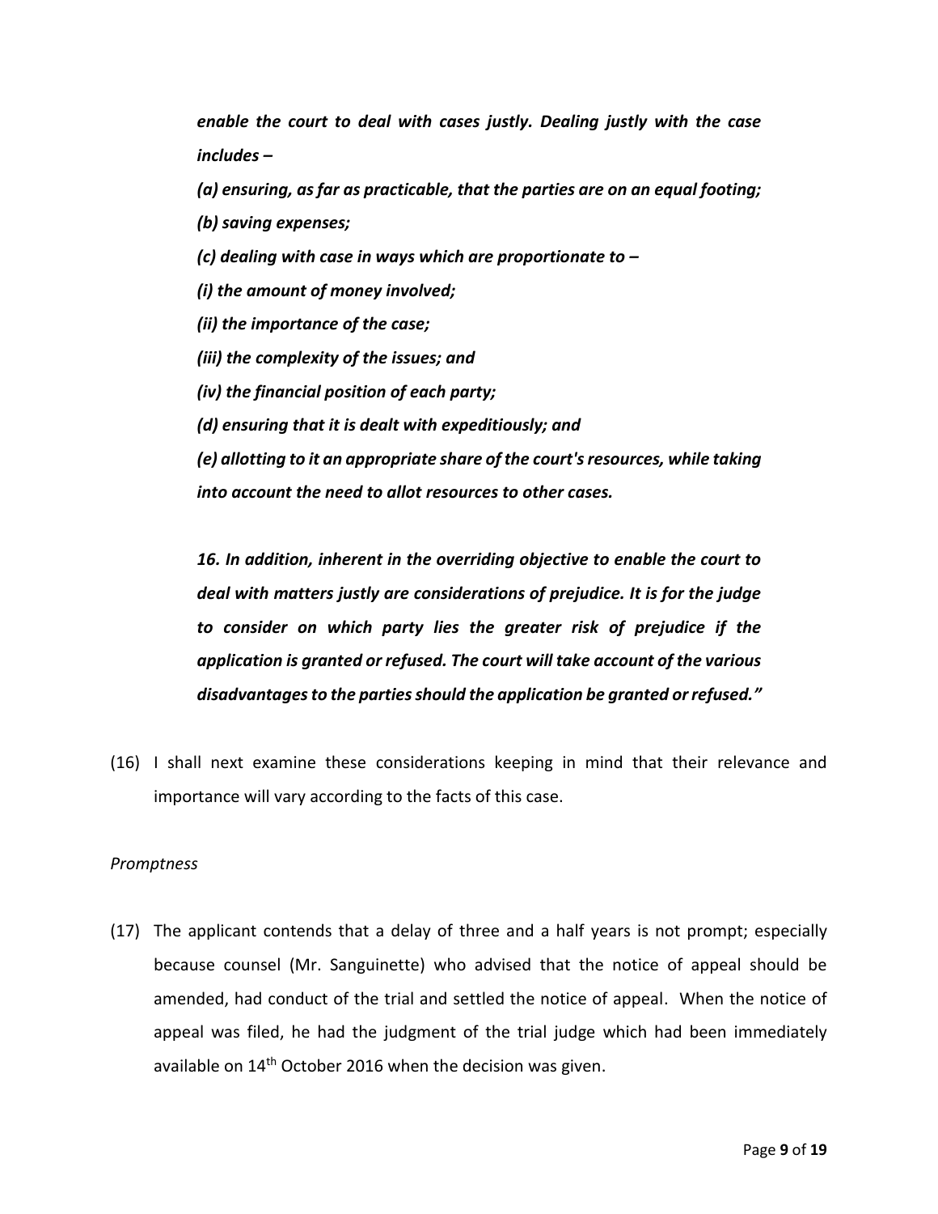> ***enable the court to deal with cases justly. Dealing justly with the case includes –***
>
> ***(a) ensuring, as far as practicable, that the parties are on an equal footing;***
>
> ***(b) saving expenses;***
>
> ***(c) dealing with case in ways which are proportionate to –***
>
> ***(i) the amount of money involved;***
>
> ***(ii) the importance of the case;***
>
> ***(iii) the complexity of the issues; and***
>
> ***(iv) the financial position of each party;***
>
> ***(d) ensuring that it is dealt with expeditiously; and***
>
> ***(e) allotting to it an appropriate share of the court's resources, while taking into account the need to allot resources to other cases.***
>
> ***16. In addition, inherent in the overriding objective to enable the court to deal with matters justly are considerations of prejudice. It is for the judge to consider on which party lies the greater risk of prejudice if the application is granted or refused. The court will take account of the various disadvantages to the parties should the application be granted or refused."***

(16) I shall next examine these considerations keeping in mind that their relevance and importance will vary according to the facts of this case.

*Promptness*

(17) The applicant contends that a delay of three and a half years is not prompt; especially because counsel (Mr. Sanguinette) who advised that the notice of appeal should be amended, had conduct of the trial and settled the notice of appeal. When the notice of appeal was filed, he had the judgment of the trial judge which had been immediately available on 14th October 2016 when the decision was given.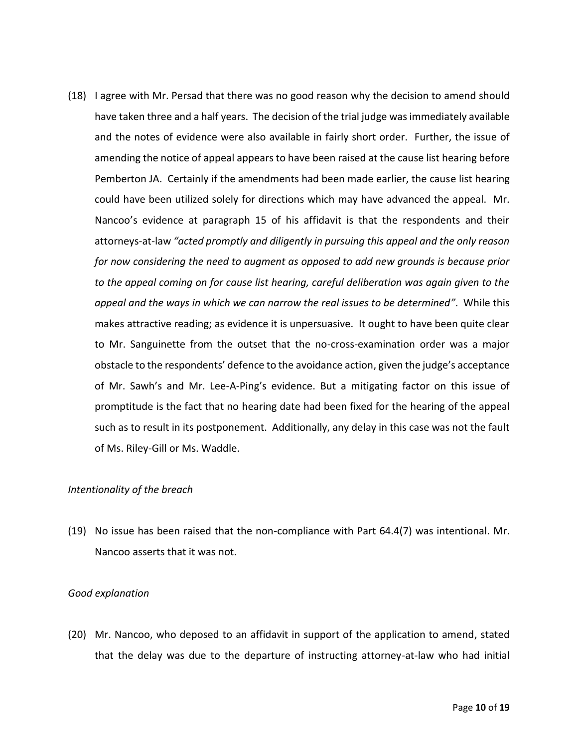(18) I agree with Mr. Persad that there was no good reason why the decision to amend should have taken three and a half years. The decision of the trial judge was immediately available and the notes of evidence were also available in fairly short order. Further, the issue of amending the notice of appeal appears to have been raised at the cause list hearing before Pemberton JA. Certainly if the amendments had been made earlier, the cause list hearing could have been utilized solely for directions which may have advanced the appeal. Mr. Nancoo's evidence at paragraph 15 of his affidavit is that the respondents and their attorneys-at-law *"acted promptly and diligently in pursuing this appeal and the only reason for now considering the need to augment as opposed to add new grounds is because prior to the appeal coming on for cause list hearing, careful deliberation was again given to the appeal and the ways in which we can narrow the real issues to be determined"*. While this makes attractive reading; as evidence it is unpersuasive. It ought to have been quite clear to Mr. Sanguinette from the outset that the no-cross-examination order was a major obstacle to the respondents' defence to the avoidance action, given the judge's acceptance of Mr. Sawh's and Mr. Lee-A-Ping's evidence. But a mitigating factor on this issue of promptitude is the fact that no hearing date had been fixed for the hearing of the appeal such as to result in its postponement. Additionally, any delay in this case was not the fault of Ms. Riley-Gill or Ms. Waddle.

*Intentionality of the breach*

(19) No issue has been raised that the non-compliance with Part 64.4(7) was intentional. Mr. Nancoo asserts that it was not.

*Good explanation*

(20) Mr. Nancoo, who deposed to an affidavit in support of the application to amend, stated that the delay was due to the departure of instructing attorney-at-law who had initial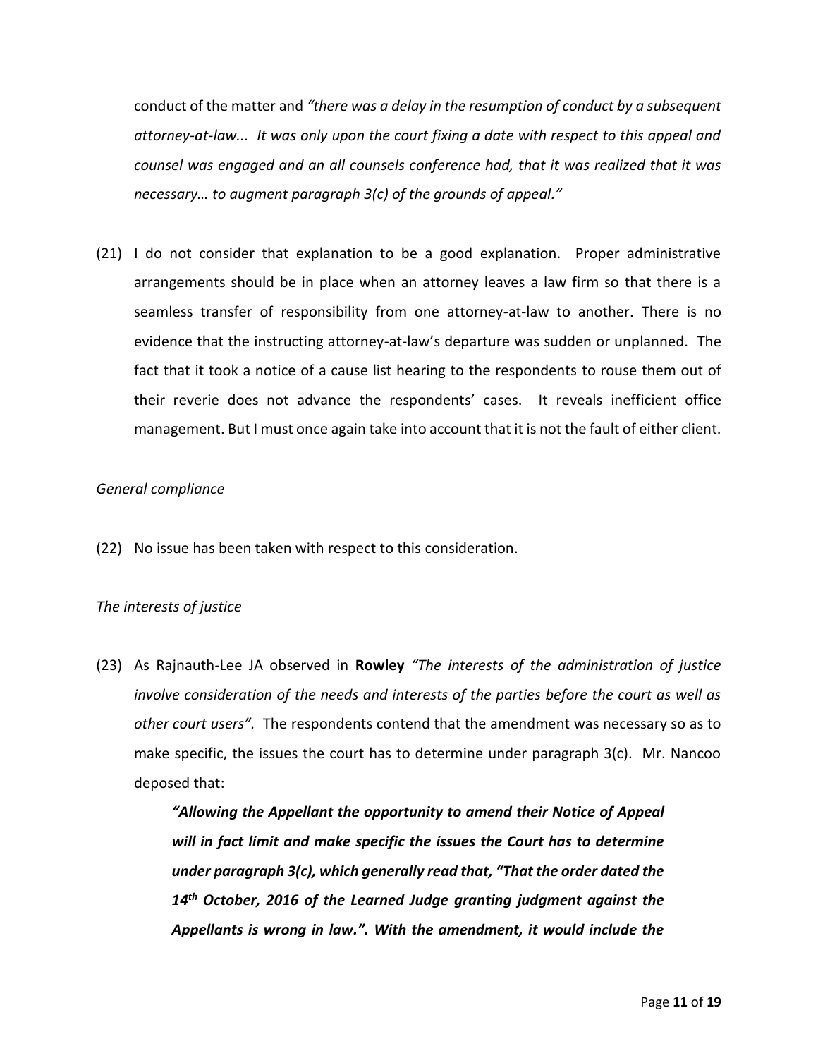conduct of the matter and *"there was a delay in the resumption of conduct by a subsequent attorney-at-law... It was only upon the court fixing a date with respect to this appeal and counsel was engaged and an all counsels conference had, that it was realized that it was necessary… to augment paragraph 3(c) of the grounds of appeal."*

(21) I do not consider that explanation to be a good explanation. Proper administrative arrangements should be in place when an attorney leaves a law firm so that there is a seamless transfer of responsibility from one attorney-at-law to another. There is no evidence that the instructing attorney-at-law's departure was sudden or unplanned. The fact that it took a notice of a cause list hearing to the respondents to rouse them out of their reverie does not advance the respondents' cases. It reveals inefficient office management. But I must once again take into account that it is not the fault of either client.

*General compliance*

(22) No issue has been taken with respect to this consideration.

*The interests of justice*

(23) As Rajnauth-Lee JA observed in **Rowley** *"The interests of the administration of justice involve consideration of the needs and interests of the parties before the court as well as other court users".* The respondents contend that the amendment was necessary so as to make specific, the issues the court has to determine under paragraph 3(c). Mr. Nancoo deposed that:

> ***"Allowing the Appellant the opportunity to amend their Notice of Appeal will in fact limit and make specific the issues the Court has to determine under paragraph 3(c), which generally read that, "That the order dated the 14th October, 2016 of the Learned Judge granting judgment against the Appellants is wrong in law.". With the amendment, it would include the***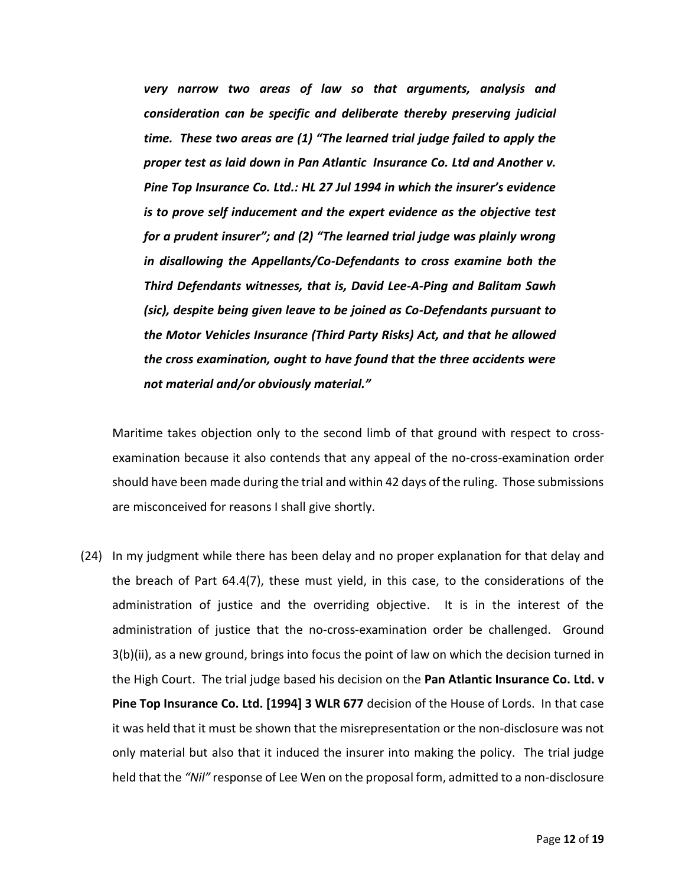***very narrow two areas of law so that arguments, analysis and consideration can be specific and deliberate thereby preserving judicial time. These two areas are (1) "The learned trial judge failed to apply the proper test as laid down in Pan Atlantic Insurance Co. Ltd and Another v. Pine Top Insurance Co. Ltd.: HL 27 Jul 1994 in which the insurer's evidence is to prove self inducement and the expert evidence as the objective test for a prudent insurer"; and (2) "The learned trial judge was plainly wrong in disallowing the Appellants/Co-Defendants to cross examine both the Third Defendants witnesses, that is, David Lee-A-Ping and Balitam Sawh (sic), despite being given leave to be joined as Co-Defendants pursuant to the Motor Vehicles Insurance (Third Party Risks) Act, and that he allowed the cross examination, ought to have found that the three accidents were not material and/or obviously material."***

Maritime takes objection only to the second limb of that ground with respect to cross-examination because it also contends that any appeal of the no-cross-examination order should have been made during the trial and within 42 days of the ruling. Those submissions are misconceived for reasons I shall give shortly.

(24) In my judgment while there has been delay and no proper explanation for that delay and the breach of Part 64.4(7), these must yield, in this case, to the considerations of the administration of justice and the overriding objective. It is in the interest of the administration of justice that the no-cross-examination order be challenged. Ground 3(b)(ii), as a new ground, brings into focus the point of law on which the decision turned in the High Court. The trial judge based his decision on the **Pan Atlantic Insurance Co. Ltd. v Pine Top Insurance Co. Ltd. [1994] 3 WLR 677** decision of the House of Lords. In that case it was held that it must be shown that the misrepresentation or the non-disclosure was not only material but also that it induced the insurer into making the policy. The trial judge held that the *"Nil"* response of Lee Wen on the proposal form, admitted to a non-disclosure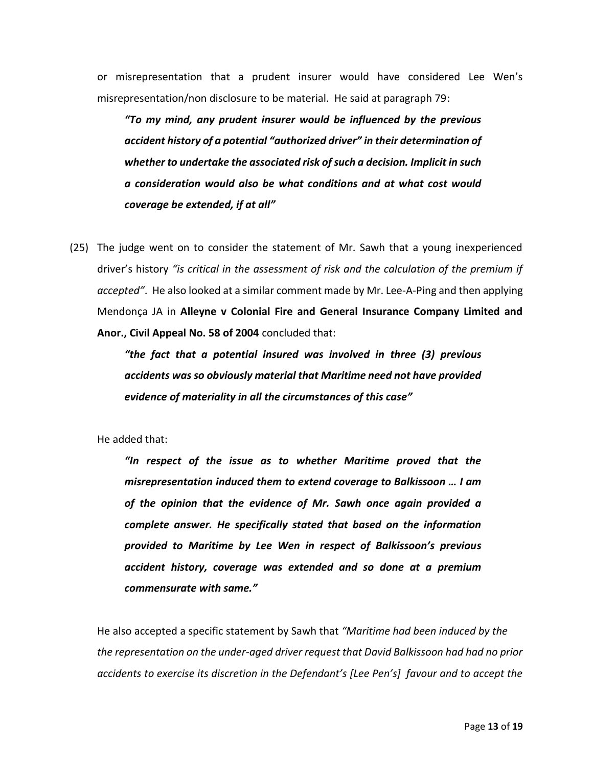or misrepresentation that a prudent insurer would have considered Lee Wen's misrepresentation/non disclosure to be material. He said at paragraph 79:

> ***"To my mind, any prudent insurer would be influenced by the previous accident history of a potential "authorized driver" in their determination of whether to undertake the associated risk of such a decision. Implicit in such a consideration would also be what conditions and at what cost would coverage be extended, if at all"***

(25) The judge went on to consider the statement of Mr. Sawh that a young inexperienced driver's history *"is critical in the assessment of risk and the calculation of the premium if accepted"*. He also looked at a similar comment made by Mr. Lee-A-Ping and then applying Mendonça JA in **Alleyne v Colonial Fire and General Insurance Company Limited and Anor., Civil Appeal No. 58 of 2004** concluded that:

> ***"the fact that a potential insured was involved in three (3) previous accidents was so obviously material that Maritime need not have provided evidence of materiality in all the circumstances of this case"***

He added that:

> ***"In respect of the issue as to whether Maritime proved that the misrepresentation induced them to extend coverage to Balkissoon … I am of the opinion that the evidence of Mr. Sawh once again provided a complete answer. He specifically stated that based on the information provided to Maritime by Lee Wen in respect of Balkissoon's previous accident history, coverage was extended and so done at a premium commensurate with same."***

He also accepted a specific statement by Sawh that *"Maritime had been induced by the the representation on the under-aged driver request that David Balkissoon had had no prior accidents to exercise its discretion in the Defendant's [Lee Pen's] favour and to accept the*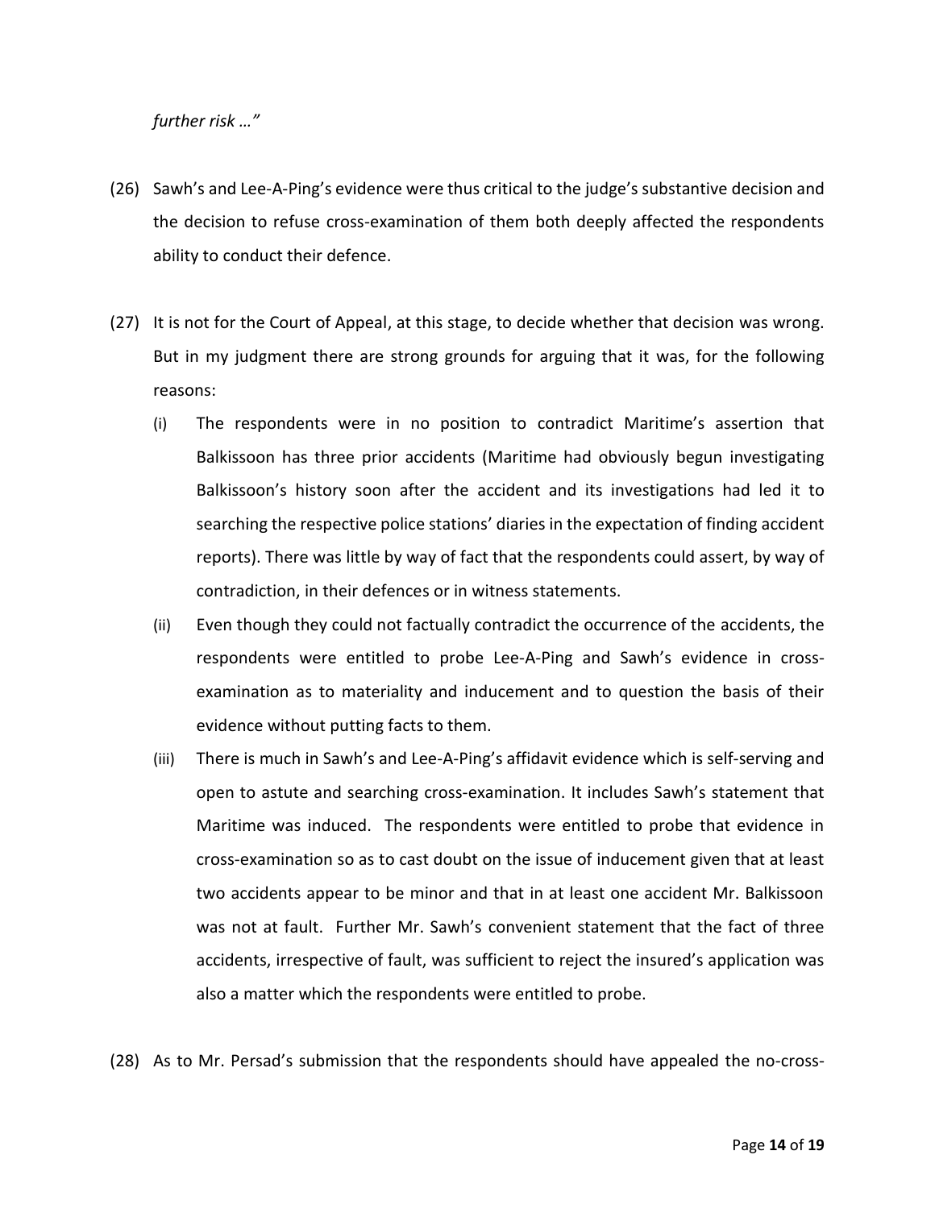*further risk …"*

(26) Sawh's and Lee-A-Ping's evidence were thus critical to the judge's substantive decision and the decision to refuse cross-examination of them both deeply affected the respondents ability to conduct their defence.

(27) It is not for the Court of Appeal, at this stage, to decide whether that decision was wrong. But in my judgment there are strong grounds for arguing that it was, for the following reasons:

   (i) The respondents were in no position to contradict Maritime's assertion that Balkissoon has three prior accidents (Maritime had obviously begun investigating Balkissoon's history soon after the accident and its investigations had led it to searching the respective police stations' diaries in the expectation of finding accident reports). There was little by way of fact that the respondents could assert, by way of contradiction, in their defences or in witness statements.

   (ii) Even though they could not factually contradict the occurrence of the accidents, the respondents were entitled to probe Lee-A-Ping and Sawh's evidence in cross-examination as to materiality and inducement and to question the basis of their evidence without putting facts to them.

   (iii) There is much in Sawh's and Lee-A-Ping's affidavit evidence which is self-serving and open to astute and searching cross-examination. It includes Sawh's statement that Maritime was induced. The respondents were entitled to probe that evidence in cross-examination so as to cast doubt on the issue of inducement given that at least two accidents appear to be minor and that in at least one accident Mr. Balkissoon was not at fault. Further Mr. Sawh's convenient statement that the fact of three accidents, irrespective of fault, was sufficient to reject the insured's application was also a matter which the respondents were entitled to probe.

(28) As to Mr. Persad's submission that the respondents should have appealed the no-cross-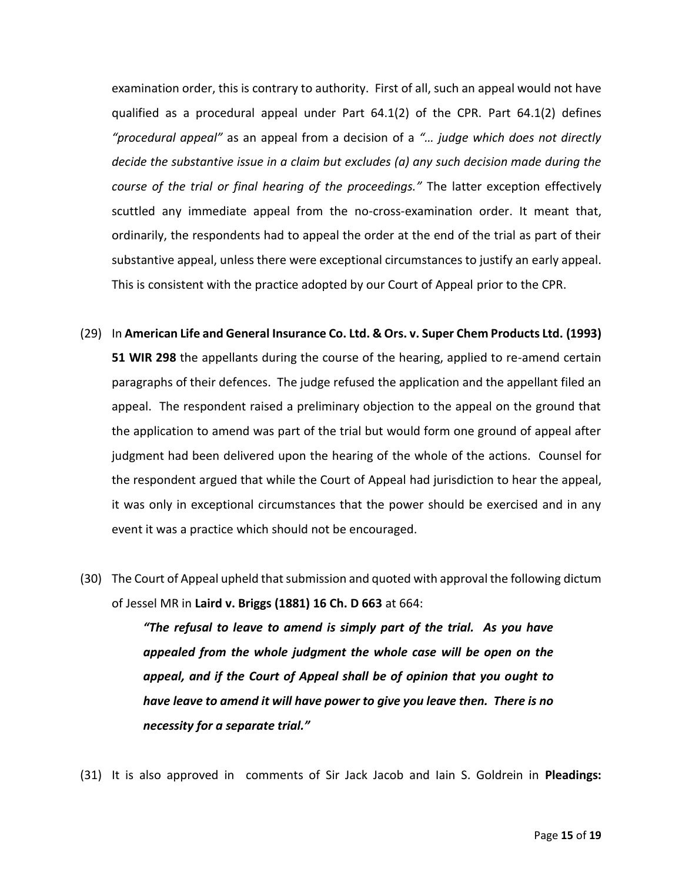examination order, this is contrary to authority. First of all, such an appeal would not have qualified as a procedural appeal under Part 64.1(2) of the CPR. Part 64.1(2) defines *"procedural appeal"* as an appeal from a decision of a *"… judge which does not directly decide the substantive issue in a claim but excludes (a) any such decision made during the course of the trial or final hearing of the proceedings."* The latter exception effectively scuttled any immediate appeal from the no-cross-examination order. It meant that, ordinarily, the respondents had to appeal the order at the end of the trial as part of their substantive appeal, unless there were exceptional circumstances to justify an early appeal. This is consistent with the practice adopted by our Court of Appeal prior to the CPR.

(29) In **American Life and General Insurance Co. Ltd. & Ors. v. Super Chem Products Ltd. (1993) 51 WIR 298** the appellants during the course of the hearing, applied to re-amend certain paragraphs of their defences. The judge refused the application and the appellant filed an appeal. The respondent raised a preliminary objection to the appeal on the ground that the application to amend was part of the trial but would form one ground of appeal after judgment had been delivered upon the hearing of the whole of the actions. Counsel for the respondent argued that while the Court of Appeal had jurisdiction to hear the appeal, it was only in exceptional circumstances that the power should be exercised and in any event it was a practice which should not be encouraged.

(30) The Court of Appeal upheld that submission and quoted with approval the following dictum of Jessel MR in **Laird v. Briggs (1881) 16 Ch. D 663** at 664:

> ***"The refusal to leave to amend is simply part of the trial. As you have appealed from the whole judgment the whole case will be open on the appeal, and if the Court of Appeal shall be of opinion that you ought to have leave to amend it will have power to give you leave then. There is no necessity for a separate trial."***

(31) It is also approved in comments of Sir Jack Jacob and Iain S. Goldrein in **Pleadings:**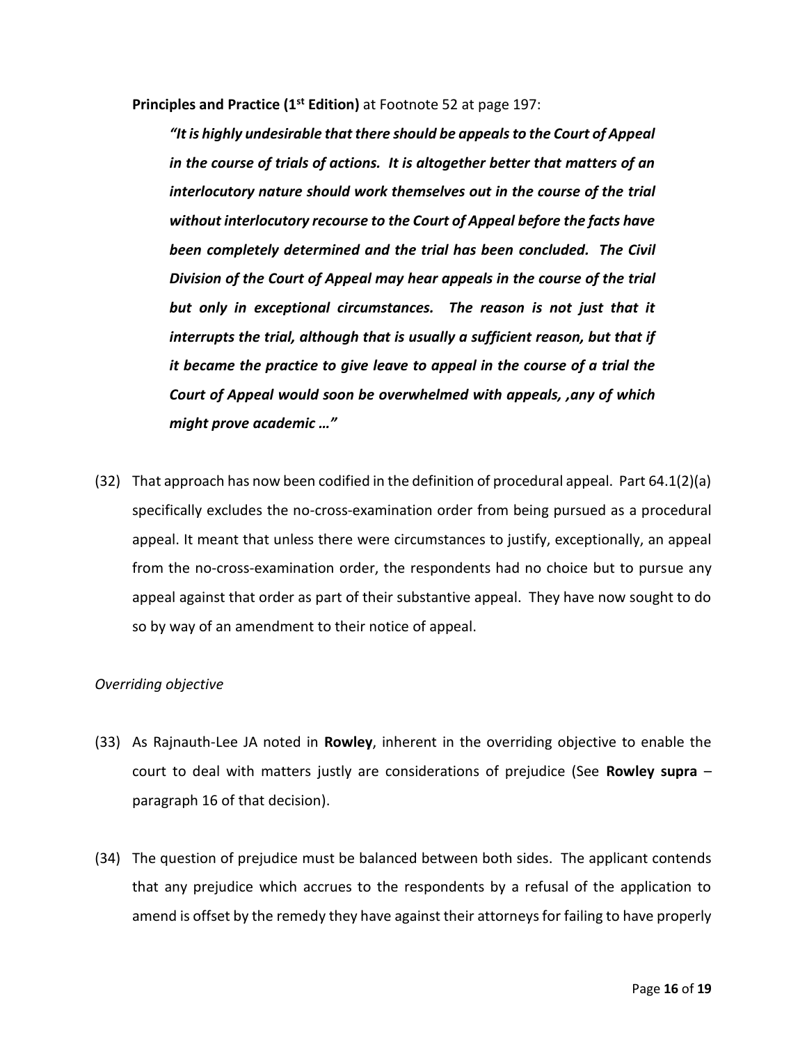**Principles and Practice (1st Edition)** at Footnote 52 at page 197:

> ***"It is highly undesirable that there should be appeals to the Court of Appeal in the course of trials of actions. It is altogether better that matters of an interlocutory nature should work themselves out in the course of the trial without interlocutory recourse to the Court of Appeal before the facts have been completely determined and the trial has been concluded. The Civil Division of the Court of Appeal may hear appeals in the course of the trial but only in exceptional circumstances. The reason is not just that it interrupts the trial, although that is usually a sufficient reason, but that if it became the practice to give leave to appeal in the course of a trial the Court of Appeal would soon be overwhelmed with appeals, ,any of which might prove academic …"***

(32) That approach has now been codified in the definition of procedural appeal. Part 64.1(2)(a) specifically excludes the no-cross-examination order from being pursued as a procedural appeal. It meant that unless there were circumstances to justify, exceptionally, an appeal from the no-cross-examination order, the respondents had no choice but to pursue any appeal against that order as part of their substantive appeal. They have now sought to do so by way of an amendment to their notice of appeal.

*Overriding objective*

(33) As Rajnauth-Lee JA noted in **Rowley**, inherent in the overriding objective to enable the court to deal with matters justly are considerations of prejudice (See **Rowley supra** – paragraph 16 of that decision).

(34) The question of prejudice must be balanced between both sides. The applicant contends that any prejudice which accrues to the respondents by a refusal of the application to amend is offset by the remedy they have against their attorneys for failing to have properly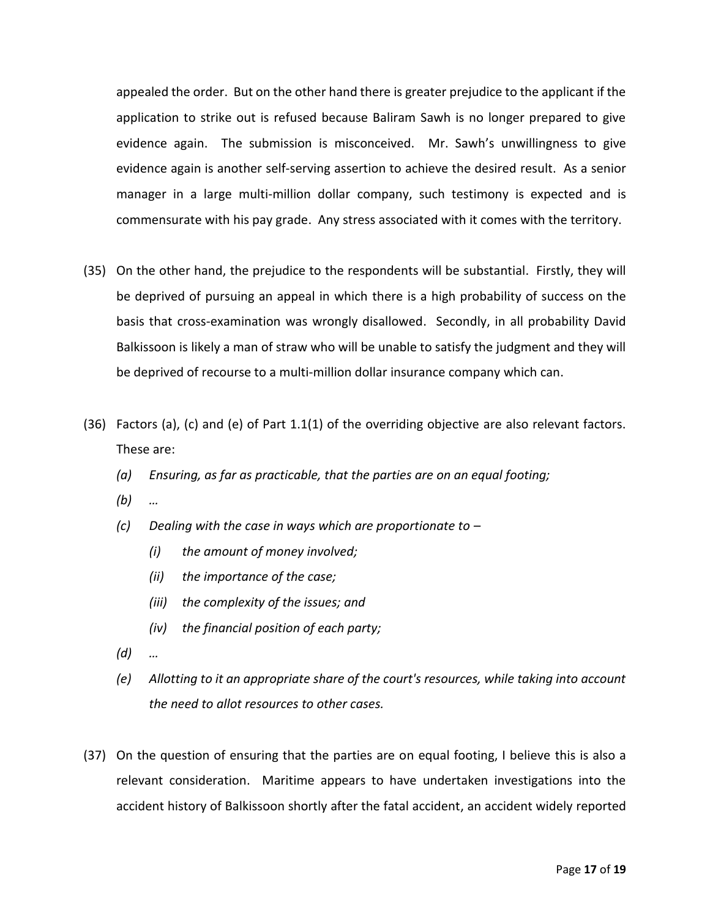appealed the order. But on the other hand there is greater prejudice to the applicant if the application to strike out is refused because Baliram Sawh is no longer prepared to give evidence again. The submission is misconceived. Mr. Sawh's unwillingness to give evidence again is another self-serving assertion to achieve the desired result. As a senior manager in a large multi-million dollar company, such testimony is expected and is commensurate with his pay grade. Any stress associated with it comes with the territory.

(35) On the other hand, the prejudice to the respondents will be substantial. Firstly, they will be deprived of pursuing an appeal in which there is a high probability of success on the basis that cross-examination was wrongly disallowed. Secondly, in all probability David Balkissoon is likely a man of straw who will be unable to satisfy the judgment and they will be deprived of recourse to a multi-million dollar insurance company which can.

(36) Factors (a), (c) and (e) of Part 1.1(1) of the overriding objective are also relevant factors. These are:

- *(a) Ensuring, as far as practicable, that the parties are on an equal footing;*
- *(b) …*
- *(c) Dealing with the case in ways which are proportionate to –*
  - *(i) the amount of money involved;*
  - *(ii) the importance of the case;*
  - *(iii) the complexity of the issues; and*
  - *(iv) the financial position of each party;*
- *(d) …*
- *(e) Allotting to it an appropriate share of the court's resources, while taking into account the need to allot resources to other cases.*

(37) On the question of ensuring that the parties are on equal footing, I believe this is also a relevant consideration. Maritime appears to have undertaken investigations into the accident history of Balkissoon shortly after the fatal accident, an accident widely reported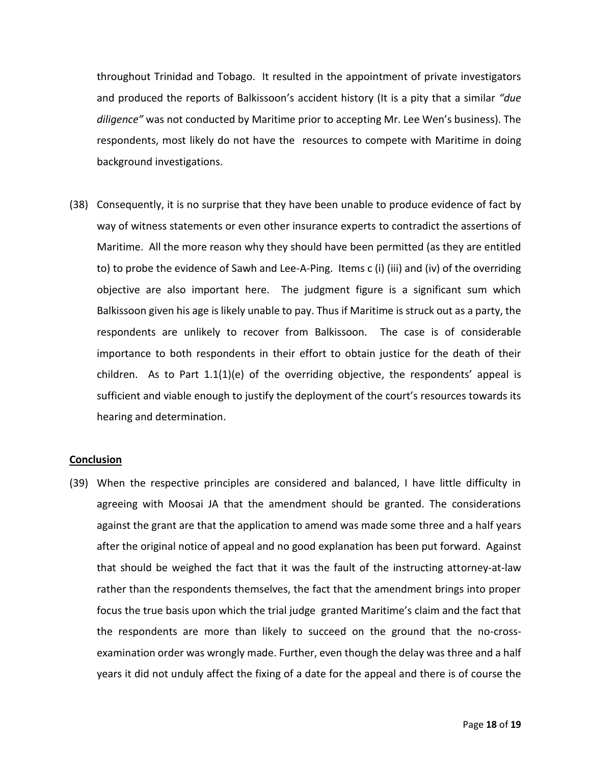throughout Trinidad and Tobago. It resulted in the appointment of private investigators and produced the reports of Balkissoon's accident history (It is a pity that a similar *"due diligence"* was not conducted by Maritime prior to accepting Mr. Lee Wen's business). The respondents, most likely do not have the resources to compete with Maritime in doing background investigations.

(38) Consequently, it is no surprise that they have been unable to produce evidence of fact by way of witness statements or even other insurance experts to contradict the assertions of Maritime. All the more reason why they should have been permitted (as they are entitled to) to probe the evidence of Sawh and Lee-A-Ping. Items c (i) (iii) and (iv) of the overriding objective are also important here. The judgment figure is a significant sum which Balkissoon given his age is likely unable to pay. Thus if Maritime is struck out as a party, the respondents are unlikely to recover from Balkissoon. The case is of considerable importance to both respondents in their effort to obtain justice for the death of their children. As to Part 1.1(1)(e) of the overriding objective, the respondents' appeal is sufficient and viable enough to justify the deployment of the court's resources towards its hearing and determination.

**Conclusion**

(39) When the respective principles are considered and balanced, I have little difficulty in agreeing with Moosai JA that the amendment should be granted. The considerations against the grant are that the application to amend was made some three and a half years after the original notice of appeal and no good explanation has been put forward. Against that should be weighed the fact that it was the fault of the instructing attorney-at-law rather than the respondents themselves, the fact that the amendment brings into proper focus the true basis upon which the trial judge granted Maritime's claim and the fact that the respondents are more than likely to succeed on the ground that the no-cross-examination order was wrongly made. Further, even though the delay was three and a half years it did not unduly affect the fixing of a date for the appeal and there is of course the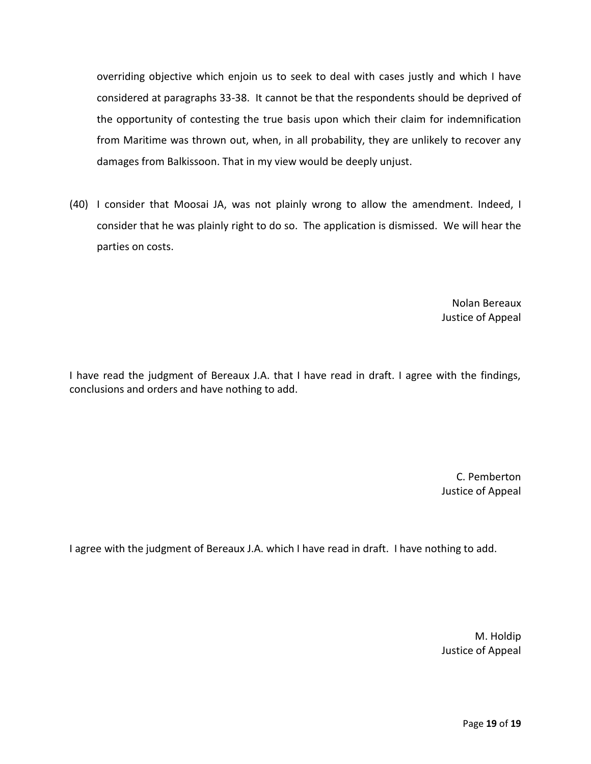overriding objective which enjoin us to seek to deal with cases justly and which I have considered at paragraphs 33-38. It cannot be that the respondents should be deprived of the opportunity of contesting the true basis upon which their claim for indemnification from Maritime was thrown out, when, in all probability, they are unlikely to recover any damages from Balkissoon. That in my view would be deeply unjust.

(40) I consider that Moosai JA, was not plainly wrong to allow the amendment. Indeed, I consider that he was plainly right to do so. The application is dismissed. We will hear the parties on costs.

Nolan Bereaux
Justice of Appeal

I have read the judgment of Bereaux J.A. that I have read in draft. I agree with the findings, conclusions and orders and have nothing to add.

C. Pemberton
Justice of Appeal

I agree with the judgment of Bereaux J.A. which I have read in draft. I have nothing to add.

M. Holdip
Justice of Appeal